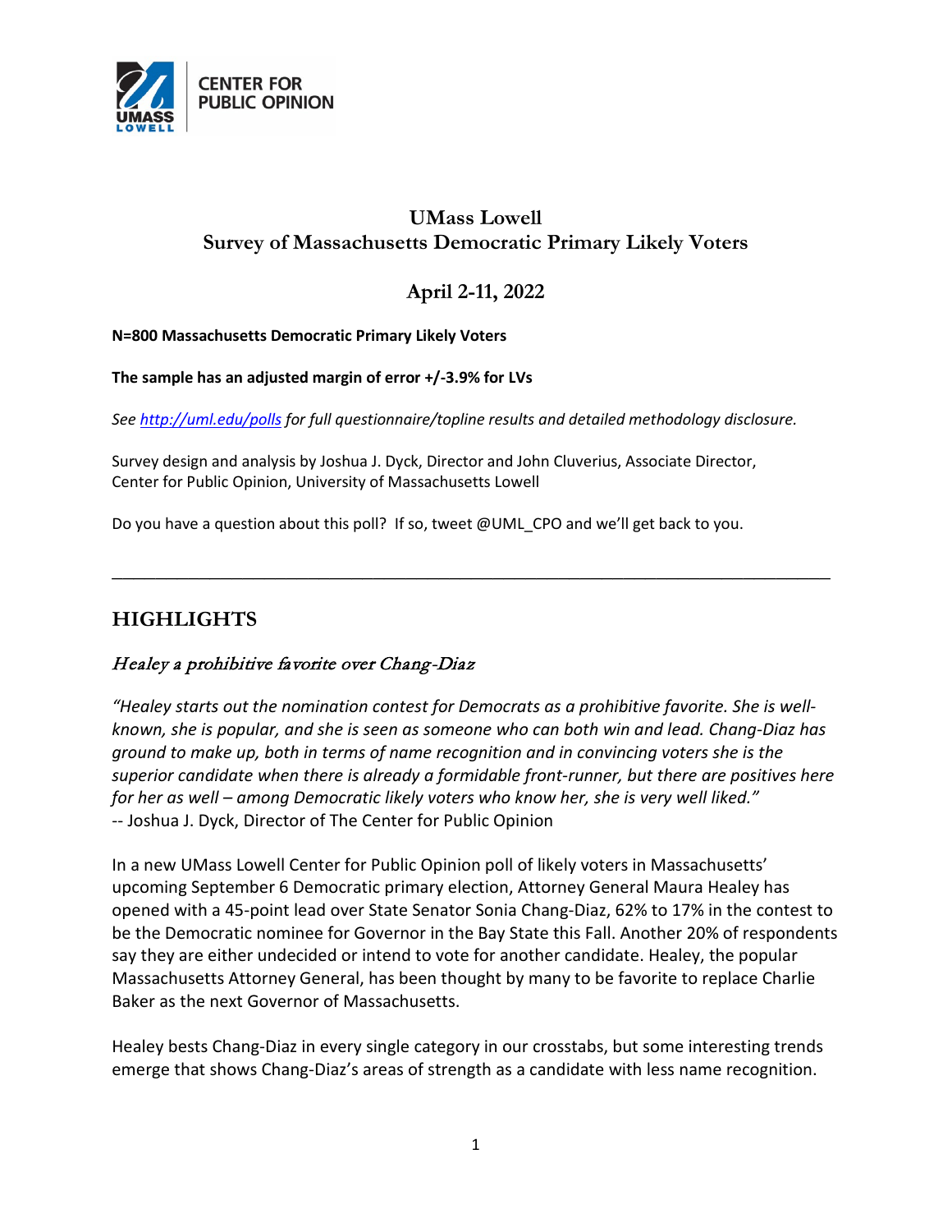CENTER FOR PUBLIC OPINION

# UMass Lowell
# Survey of Massachusetts Democratic Primary Likely Voters

## April 2-11, 2022

**N=800 Massachusetts Democratic Primary Likely Voters**

**The sample has an adjusted margin of error +/-3.9% for LVs**

*See [http://uml.edu/polls](http://uml.edu/polls) for full questionnaire/topline results and detailed methodology disclosure.*

Survey design and analysis by Joshua J. Dyck, Director and John Cluverius, Associate Director, Center for Public Opinion, University of Massachusetts Lowell

Do you have a question about this poll? If so, tweet @UML_CPO and we'll get back to you.

---

## HIGHLIGHTS

### *Healey a prohibitive favorite over Chang-Diaz*

*"Healey starts out the nomination contest for Democrats as a prohibitive favorite. She is well-known, she is popular, and she is seen as someone who can both win and lead. Chang-Diaz has ground to make up, both in terms of name recognition and in convincing voters she is the superior candidate when there is already a formidable front-runner, but there are positives here for her as well – among Democratic likely voters who know her, she is very well liked."*
-- Joshua J. Dyck, Director of The Center for Public Opinion

In a new UMass Lowell Center for Public Opinion poll of likely voters in Massachusetts' upcoming September 6 Democratic primary election, Attorney General Maura Healey has opened with a 45-point lead over State Senator Sonia Chang-Diaz, 62% to 17% in the contest to be the Democratic nominee for Governor in the Bay State this Fall. Another 20% of respondents say they are either undecided or intend to vote for another candidate. Healey, the popular Massachusetts Attorney General, has been thought by many to be favorite to replace Charlie Baker as the next Governor of Massachusetts.

Healey bests Chang-Diaz in every single category in our crosstabs, but some interesting trends emerge that shows Chang-Diaz's areas of strength as a candidate with less name recognition.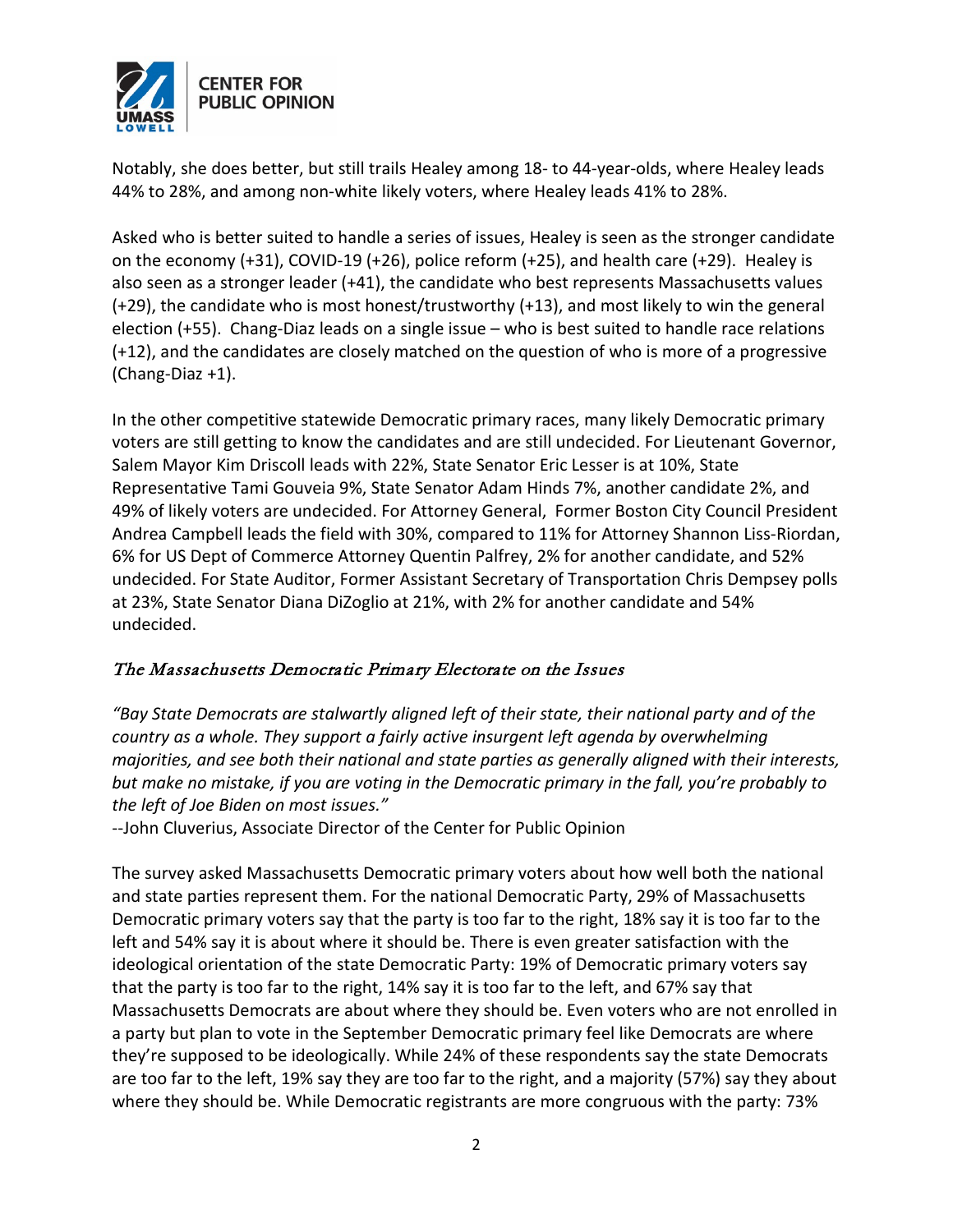Notably, she does better, but still trails Healey among 18- to 44-year-olds, where Healey leads 44% to 28%, and among non-white likely voters, where Healey leads 41% to 28%.

Asked who is better suited to handle a series of issues, Healey is seen as the stronger candidate on the economy (+31), COVID-19 (+26), police reform (+25), and health care (+29). Healey is also seen as a stronger leader (+41), the candidate who best represents Massachusetts values (+29), the candidate who is most honest/trustworthy (+13), and most likely to win the general election (+55). Chang-Diaz leads on a single issue – who is best suited to handle race relations (+12), and the candidates are closely matched on the question of who is more of a progressive (Chang-Diaz +1).

In the other competitive statewide Democratic primary races, many likely Democratic primary voters are still getting to know the candidates and are still undecided. For Lieutenant Governor, Salem Mayor Kim Driscoll leads with 22%, State Senator Eric Lesser is at 10%, State Representative Tami Gouveia 9%, State Senator Adam Hinds 7%, another candidate 2%, and 49% of likely voters are undecided. For Attorney General, Former Boston City Council President Andrea Campbell leads the field with 30%, compared to 11% for Attorney Shannon Liss-Riordan, 6% for US Dept of Commerce Attorney Quentin Palfrey, 2% for another candidate, and 52% undecided. For State Auditor, Former Assistant Secretary of Transportation Chris Dempsey polls at 23%, State Senator Diana DiZoglio at 21%, with 2% for another candidate and 54% undecided.

## *The Massachusetts Democratic Primary Electorate on the Issues*

*"Bay State Democrats are stalwartly aligned left of their state, their national party and of the country as a whole. They support a fairly active insurgent left agenda by overwhelming majorities, and see both their national and state parties as generally aligned with their interests, but make no mistake, if you are voting in the Democratic primary in the fall, you're probably to the left of Joe Biden on most issues."*
--John Cluverius, Associate Director of the Center for Public Opinion

The survey asked Massachusetts Democratic primary voters about how well both the national and state parties represent them. For the national Democratic Party, 29% of Massachusetts Democratic primary voters say that the party is too far to the right, 18% say it is too far to the left and 54% say it is about where it should be. There is even greater satisfaction with the ideological orientation of the state Democratic Party: 19% of Democratic primary voters say that the party is too far to the right, 14% say it is too far to the left, and 67% say that Massachusetts Democrats are about where they should be. Even voters who are not enrolled in a party but plan to vote in the September Democratic primary feel like Democrats are where they're supposed to be ideologically. While 24% of these respondents say the state Democrats are too far to the left, 19% say they are too far to the right, and a majority (57%) say they about where they should be. While Democratic registrants are more congruous with the party: 73%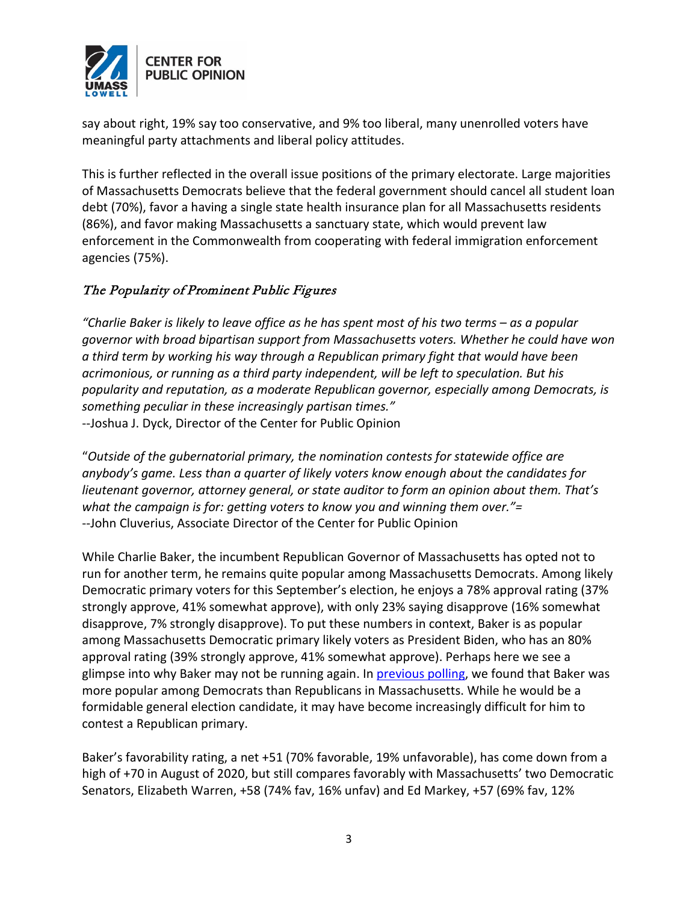say about right, 19% say too conservative, and 9% too liberal, many unenrolled voters have meaningful party attachments and liberal policy attitudes.

This is further reflected in the overall issue positions of the primary electorate. Large majorities of Massachusetts Democrats believe that the federal government should cancel all student loan debt (70%), favor a having a single state health insurance plan for all Massachusetts residents (86%), and favor making Massachusetts a sanctuary state, which would prevent law enforcement in the Commonwealth from cooperating with federal immigration enforcement agencies (75%).

## *The Popularity of Prominent Public Figures*

*"Charlie Baker is likely to leave office as he has spent most of his two terms – as a popular governor with broad bipartisan support from Massachusetts voters. Whether he could have won a third term by working his way through a Republican primary fight that would have been acrimonious, or running as a third party independent, will be left to speculation. But his popularity and reputation, as a moderate Republican governor, especially among Democrats, is something peculiar in these increasingly partisan times."*
--Joshua J. Dyck, Director of the Center for Public Opinion

"*Outside of the gubernatorial primary, the nomination contests for statewide office are anybody's game. Less than a quarter of likely voters know enough about the candidates for lieutenant governor, attorney general, or state auditor to form an opinion about them. That's what the campaign is for: getting voters to know you and winning them over."=*
--John Cluverius, Associate Director of the Center for Public Opinion

While Charlie Baker, the incumbent Republican Governor of Massachusetts has opted not to run for another term, he remains quite popular among Massachusetts Democrats. Among likely Democratic primary voters for this September's election, he enjoys a 78% approval rating (37% strongly approve, 41% somewhat approve), with only 23% saying disapprove (16% somewhat disapprove, 7% strongly disapprove). To put these numbers in context, Baker is as popular among Massachusetts Democratic primary likely voters as President Biden, who has an 80% approval rating (39% strongly approve, 41% somewhat approve). Perhaps here we see a glimpse into why Baker may not be running again. In previous polling, we found that Baker was more popular among Democrats than Republicans in Massachusetts. While he would be a formidable general election candidate, it may have become increasingly difficult for him to contest a Republican primary.

Baker's favorability rating, a net +51 (70% favorable, 19% unfavorable), has come down from a high of +70 in August of 2020, but still compares favorably with Massachusetts' two Democratic Senators, Elizabeth Warren, +58 (74% fav, 16% unfav) and Ed Markey, +57 (69% fav, 12%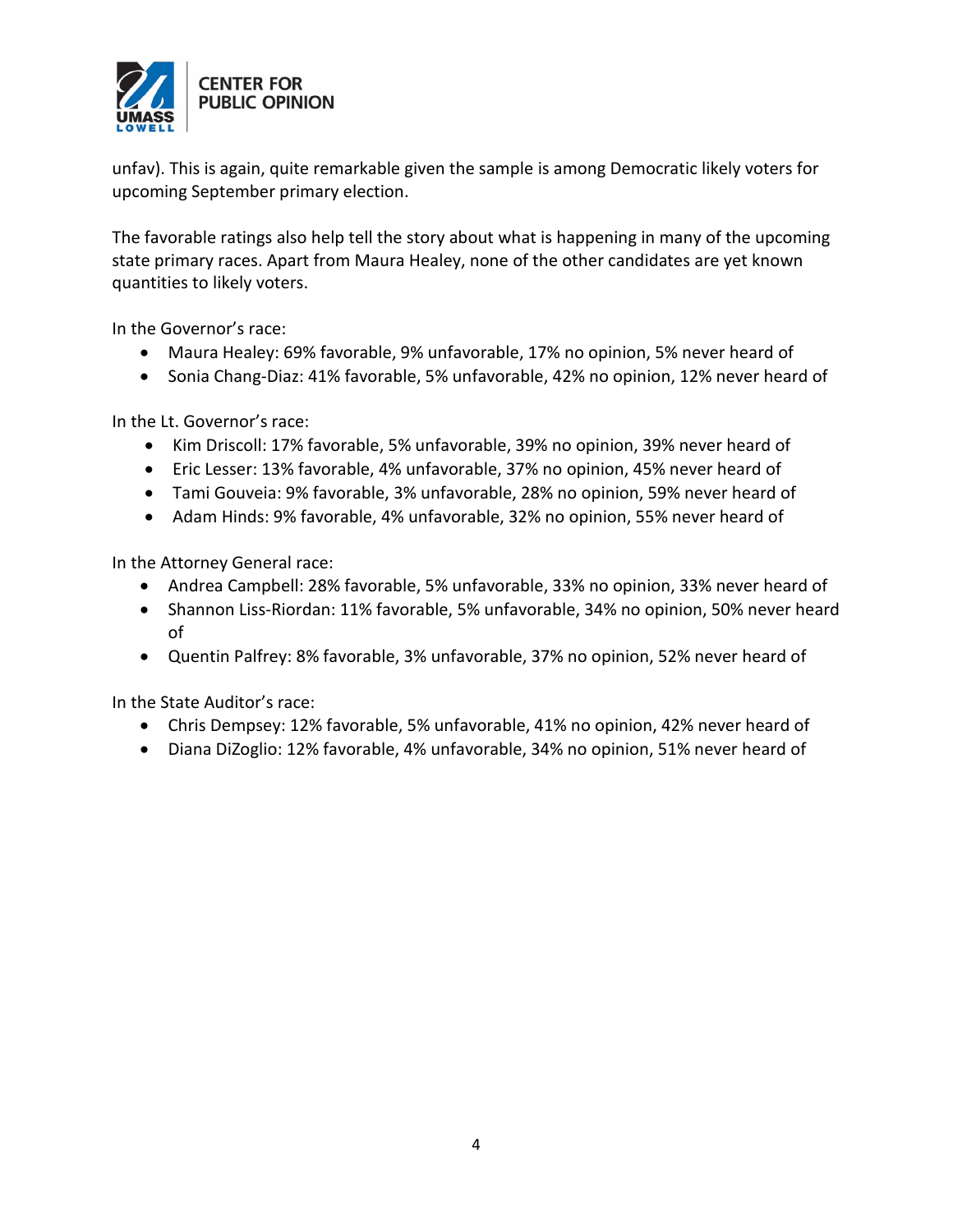unfav). This is again, quite remarkable given the sample is among Democratic likely voters for upcoming September primary election.

The favorable ratings also help tell the story about what is happening in many of the upcoming state primary races. Apart from Maura Healey, none of the other candidates are yet known quantities to likely voters.

In the Governor's race:

- Maura Healey: 69% favorable, 9% unfavorable, 17% no opinion, 5% never heard of
- Sonia Chang-Diaz: 41% favorable, 5% unfavorable, 42% no opinion, 12% never heard of

In the Lt. Governor's race:

- Kim Driscoll: 17% favorable, 5% unfavorable, 39% no opinion, 39% never heard of
- Eric Lesser: 13% favorable, 4% unfavorable, 37% no opinion, 45% never heard of
- Tami Gouveia: 9% favorable, 3% unfavorable, 28% no opinion, 59% never heard of
- Adam Hinds: 9% favorable, 4% unfavorable, 32% no opinion, 55% never heard of

In the Attorney General race:

- Andrea Campbell: 28% favorable, 5% unfavorable, 33% no opinion, 33% never heard of
- Shannon Liss-Riordan: 11% favorable, 5% unfavorable, 34% no opinion, 50% never heard of
- Quentin Palfrey: 8% favorable, 3% unfavorable, 37% no opinion, 52% never heard of

In the State Auditor's race:

- Chris Dempsey: 12% favorable, 5% unfavorable, 41% no opinion, 42% never heard of
- Diana DiZoglio: 12% favorable, 4% unfavorable, 34% no opinion, 51% never heard of